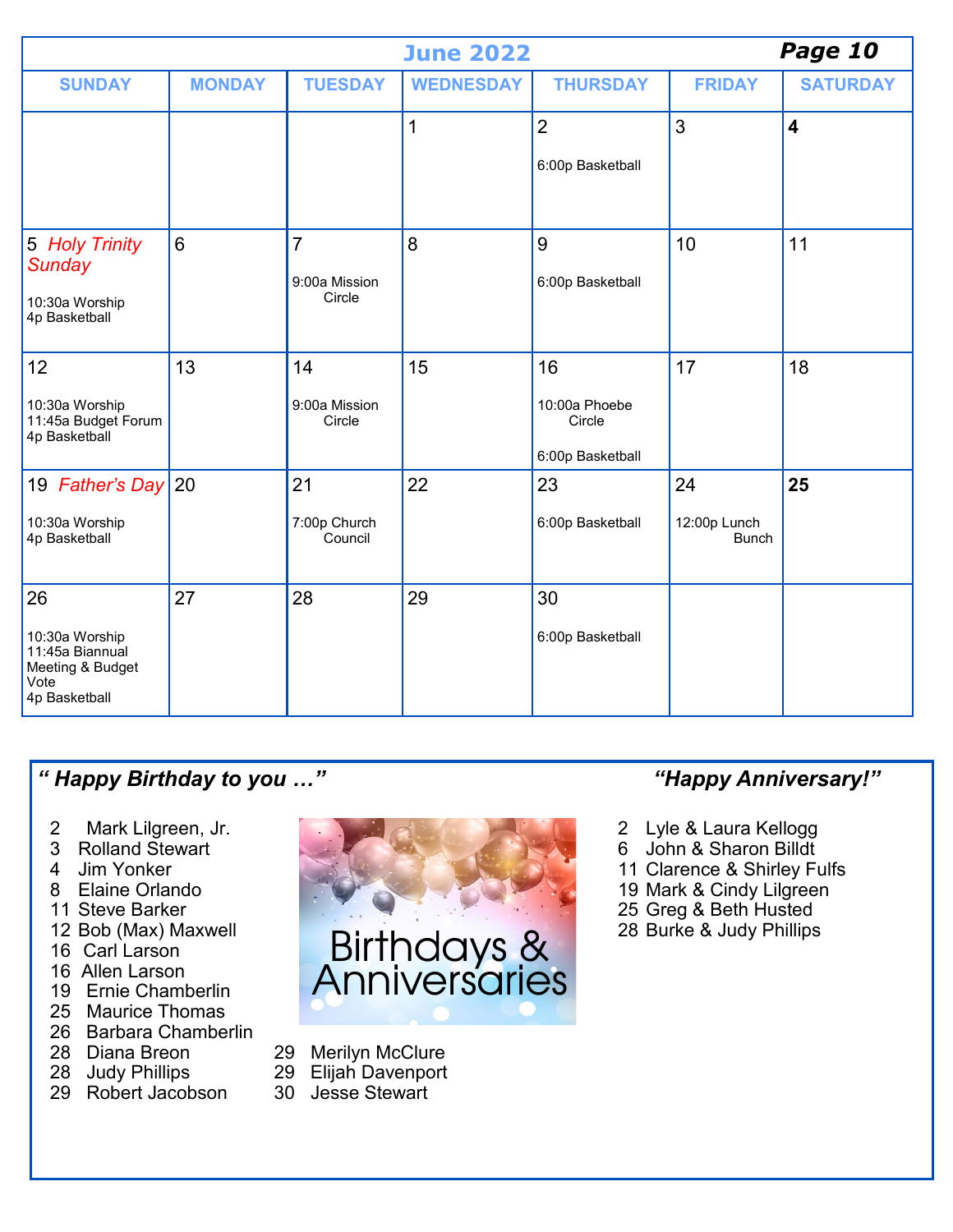## June 2022

| SUNDAY | MONDAY | TUESDAY | WEDNESDAY | THURSDAY | FRIDAY | SATURDAY |
|---|---|---|---|---|---|---|
| | | | 1 | 2<br>6:00p Basketball | 3 | **4** |
| 5 *Holy Trinity Sunday*<br>10:30a Worship<br>4p Basketball | 6 | 7<br>9:00a Mission Circle | 8 | 9<br>6:00p Basketball | 10 | 11 |
| 12<br>10:30a Worship<br>11:45a Budget Forum<br>4p Basketball | 13 | 14<br>9:00a Mission Circle | 15 | 16<br>10:00a Phoebe Circle<br>6:00p Basketball | 17 | 18 |
| 19 *Father's Day*<br>10:30a Worship<br>4p Basketball | 20 | 21<br>7:00p Church Council | 22 | 23<br>6:00p Basketball | 24<br>12:00p Lunch Bunch | **25** |
| 26<br>10:30a Worship<br>11:45a Biannual Meeting & Budget Vote<br>4p Basketball | 27 | 28 | 29 | 30<br>6:00p Basketball | | |

### *" Happy Birthday to you …"*

2 Mark Lilgreen, Jr.
3 Rolland Stewart
4 Jim Yonker
8 Elaine Orlando
11 Steve Barker
12 Bob (Max) Maxwell
16 Carl Larson
16 Allen Larson
19 Ernie Chamberlin
25 Maurice Thomas
26 Barbara Chamberlin
28 Diana Breon
28 Judy Phillips
29 Robert Jacobson
29 Merilyn McClure
29 Elijah Davenport
30 Jesse Stewart

Birthdays & Anniversaries

### *"Happy Anniversary!"*

2 Lyle & Laura Kellogg
6 John & Sharon Billdt
11 Clarence & Shirley Fulfs
19 Mark & Cindy Lilgreen
25 Greg & Beth Husted
28 Burke & Judy Phillips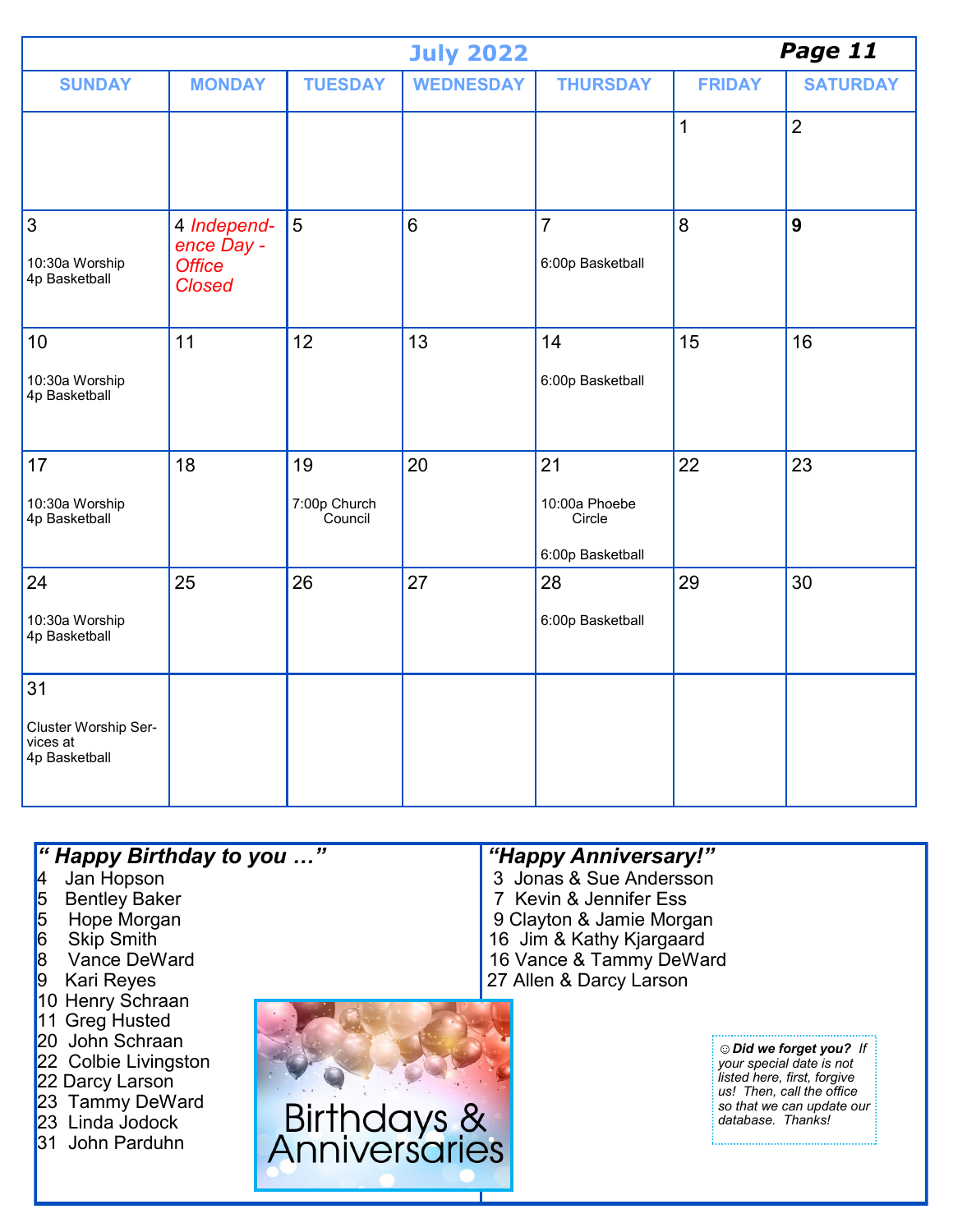# July 2022

| SUNDAY | MONDAY | TUESDAY | WEDNESDAY | THURSDAY | FRIDAY | SATURDAY |
|---|---|---|---|---|---|---|
| | | | | | 1 | 2 |
| 3<br>10:30a Worship<br>4p Basketball | 4 *Independence Day - Office Closed* | 5 | 6 | 7<br>6:00p Basketball | 8 | **9** |
| 10<br>10:30a Worship<br>4p Basketball | 11 | 12 | 13 | 14<br>6:00p Basketball | 15 | 16 |
| 17<br>10:30a Worship<br>4p Basketball | 18 | 19<br>7:00p Church Council | 20 | 21<br>10:00a Phoebe Circle<br>6:00p Basketball | 22 | 23 |
| 24<br>10:30a Worship<br>4p Basketball | 25 | 26 | 27 | 28<br>6:00p Basketball | 29 | 30 |
| 31<br>Cluster Worship Services at<br>4p Basketball | | | | | | |

## *" Happy Birthday to you …"*

4 Jan Hopson
5 Bentley Baker
5 Hope Morgan
6 Skip Smith
8 Vance DeWard
9 Kari Reyes
10 Henry Schraan
11 Greg Husted
20 John Schraan
22 Colbie Livingston
22 Darcy Larson
23 Tammy DeWard
23 Linda Jodock
31 John Parduhn

Birthdays & Anniversaries

## *"Happy Anniversary!"*

3 Jonas & Sue Andersson
7 Kevin & Jennifer Ess
9 Clayton & Jamie Morgan
16 Jim & Kathy Kjargaard
16 Vance & Tammy DeWard
27 Allen & Darcy Larson

☺ ***Did we forget you?*** *If your special date is not listed here, first, forgive us! Then, call the office so that we can update our database. Thanks!*